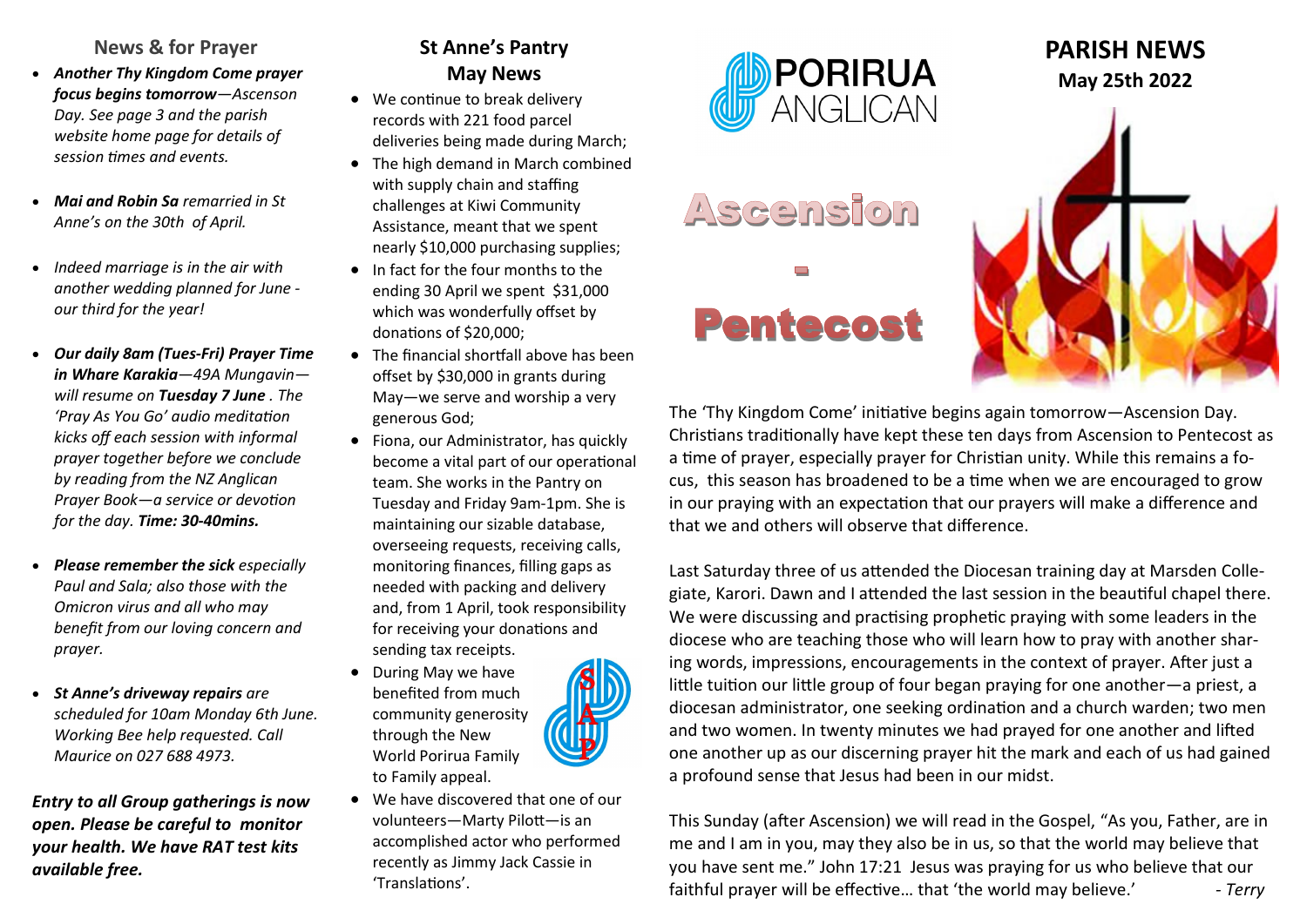## News & for Prayer

- ***Another Thy Kingdom Come prayer focus begins tomorrow****—Ascenson Day. See page 3 and the parish website home page for details of session times and events.*
- ***Mai and Robin Sa*** *remarried in St Anne's on the 30th of April.*
- *Indeed marriage is in the air with another wedding planned for June - our third for the year!*
- ***Our daily 8am (Tues-Fri) Prayer Time in Whare Karakia****—49A Mungavin—will resume on* ***Tuesday 7 June****. The 'Pray As You Go' audio meditation kicks off each session with informal prayer together before we conclude by reading from the NZ Anglican Prayer Book—a service or devotion for the day.* ***Time: 30-40mins.***
- ***Please remember the sick*** *especially Paul and Sala; also those with the Omicron virus and all who may benefit from our loving concern and prayer.*
- ***St Anne's driveway repairs*** *are scheduled for 10am Monday 6th June. Working Bee help requested. Call Maurice on 027 688 4973.*

***Entry to all Group gatherings is now open. Please be careful to monitor your health. We have RAT test kits available free.***

## St Anne's Pantry May News

- We continue to break delivery records with 221 food parcel deliveries being made during March;
- The high demand in March combined with supply chain and staffing challenges at Kiwi Community Assistance, meant that we spent nearly $10,000 purchasing supplies;
- In fact for the four months to the ending 30 April we spent $31,000 which was wonderfully offset by donations of $20,000;
- The financial shortfall above has been offset by $30,000 in grants during May—we serve and worship a very generous God;
- Fiona, our Administrator, has quickly become a vital part of our operational team. She works in the Pantry on Tuesday and Friday 9am-1pm. She is maintaining our sizable database, overseeing requests, receiving calls, monitoring finances, filling gaps as needed with packing and delivery and, from 1 April, took responsibility for receiving your donations and sending tax receipts.
- During May we have benefited from much community generosity through the New World Porirua Family to Family appeal.
- We have discovered that one of our volunteers—Marty Pilott—is an accomplished actor who performed recently as Jimmy Jack Cassie in 'Translations'.

# PORIRUA ANGLICAN

# PARISH NEWS

## May 25th 2022

# Ascension - Pentecost

The 'Thy Kingdom Come' initiative begins again tomorrow—Ascension Day. Christians traditionally have kept these ten days from Ascension to Pentecost as a time of prayer, especially prayer for Christian unity. While this remains a focus, this season has broadened to be a time when we are encouraged to grow in our praying with an expectation that our prayers will make a difference and that we and others will observe that difference.

Last Saturday three of us attended the Diocesan training day at Marsden Collegiate, Karori. Dawn and I attended the last session in the beautiful chapel there. We were discussing and practising prophetic praying with some leaders in the diocese who are teaching those who will learn how to pray with another sharing words, impressions, encouragements in the context of prayer. After just a little tuition our little group of four began praying for one another—a priest, a diocesan administrator, one seeking ordination and a church warden; two men and two women. In twenty minutes we had prayed for one another and lifted one another up as our discerning prayer hit the mark and each of us had gained a profound sense that Jesus had been in our midst.

This Sunday (after Ascension) we will read in the Gospel, "As you, Father, are in me and I am in you, may they also be in us, so that the world may believe that you have sent me." John 17:21 Jesus was praying for us who believe that our faithful prayer will be effective… that 'the world may believe.' *- Terry*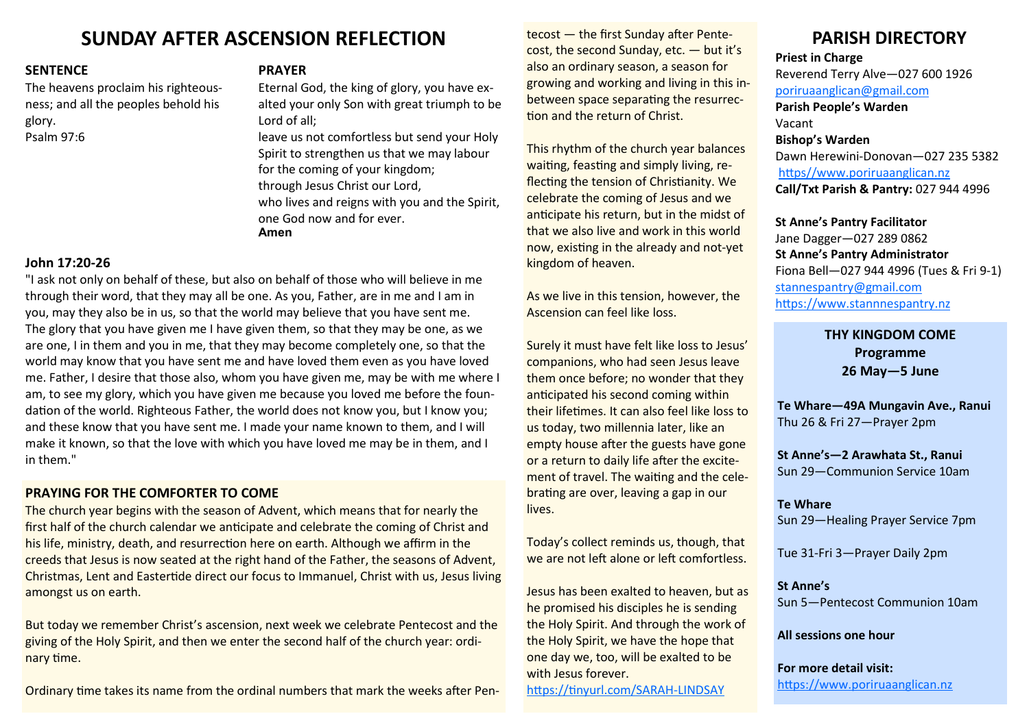# SUNDAY AFTER ASCENSION REFLECTION

**SENTENCE**

The heavens proclaim his righteousness; and all the peoples behold his glory.
Psalm 97:6

**PRAYER**

Eternal God, the king of glory, you have exalted your only Son with great triumph to be Lord of all;
leave us not comfortless but send your Holy Spirit to strengthen us that we may labour for the coming of your kingdom;
through Jesus Christ our Lord,
who lives and reigns with you and the Spirit, one God now and for ever.
**Amen**

**John 17:20-26**

"I ask not only on behalf of these, but also on behalf of those who will believe in me through their word, that they may all be one. As you, Father, are in me and I am in you, may they also be in us, so that the world may believe that you have sent me. The glory that you have given me I have given them, so that they may be one, as we are one, I in them and you in me, that they may become completely one, so that the world may know that you have sent me and have loved them even as you have loved me. Father, I desire that those also, whom you have given me, may be with me where I am, to see my glory, which you have given me because you loved me before the foundation of the world. Righteous Father, the world does not know you, but I know you; and these know that you have sent me. I made your name known to them, and I will make it known, so that the love with which you have loved me may be in them, and I in them."

## PRAYING FOR THE COMFORTER TO COME

The church year begins with the season of Advent, which means that for nearly the first half of the church calendar we anticipate and celebrate the coming of Christ and his life, ministry, death, and resurrection here on earth. Although we affirm in the creeds that Jesus is now seated at the right hand of the Father, the seasons of Advent, Christmas, Lent and Eastertide direct our focus to Immanuel, Christ with us, Jesus living amongst us on earth.

But today we remember Christ's ascension, next week we celebrate Pentecost and the giving of the Holy Spirit, and then we enter the second half of the church year: ordinary time.

Ordinary time takes its name from the ordinal numbers that mark the weeks after Pentecost — the first Sunday after Pentecost, the second Sunday, etc. — but it's also an ordinary season, a season for growing and working and living in this in-between space separating the resurrection and the return of Christ.

This rhythm of the church year balances waiting, feasting and simply living, reflecting the tension of Christianity. We celebrate the coming of Jesus and we anticipate his return, but in the midst of that we also live and work in this world now, existing in the already and not-yet kingdom of heaven.

As we live in this tension, however, the Ascension can feel like loss.

Surely it must have felt like loss to Jesus' companions, who had seen Jesus leave them once before; no wonder that they anticipated his second coming within their lifetimes. It can also feel like loss to us today, two millennia later, like an empty house after the guests have gone or a return to daily life after the excitement of travel. The waiting and the celebrating are over, leaving a gap in our lives.

Today's collect reminds us, though, that we are not left alone or left comfortless.

Jesus has been exalted to heaven, but as he promised his disciples he is sending the Holy Spirit. And through the work of the Holy Spirit, we have the hope that one day we, too, will be exalted to be with Jesus forever.
https://tinyurl.com/SARAH-LINDSAY

# PARISH DIRECTORY

**Priest in Charge**
Reverend Terry Alve—027 600 1926
poriruaanglican@gmail.com
**Parish People's Warden**
Vacant
**Bishop's Warden**
Dawn Herewini-Donovan—027 235 5382
https//www.poriruaanglican.nz
**Call/Txt Parish & Pantry:** 027 944 4996

**St Anne's Pantry Facilitator**
Jane Dagger—027 289 0862
**St Anne's Pantry Administrator**
Fiona Bell—027 944 4996 (Tues & Fri 9-1)
stannespantry@gmail.com
https://www.stannnespantry.nz

**THY KINGDOM COME**
**Programme**
**26 May—5 June**

**Te Whare—49A Mungavin Ave., Ranui**
Thu 26 & Fri 27—Prayer 2pm

**St Anne's—2 Arawhata St., Ranui**
Sun 29—Communion Service 10am

**Te Whare**
Sun 29—Healing Prayer Service 7pm

Tue 31-Fri 3—Prayer Daily 2pm

**St Anne's**
Sun 5—Pentecost Communion 10am

**All sessions one hour**

**For more detail visit:**
https://www.poriruaanglican.nz